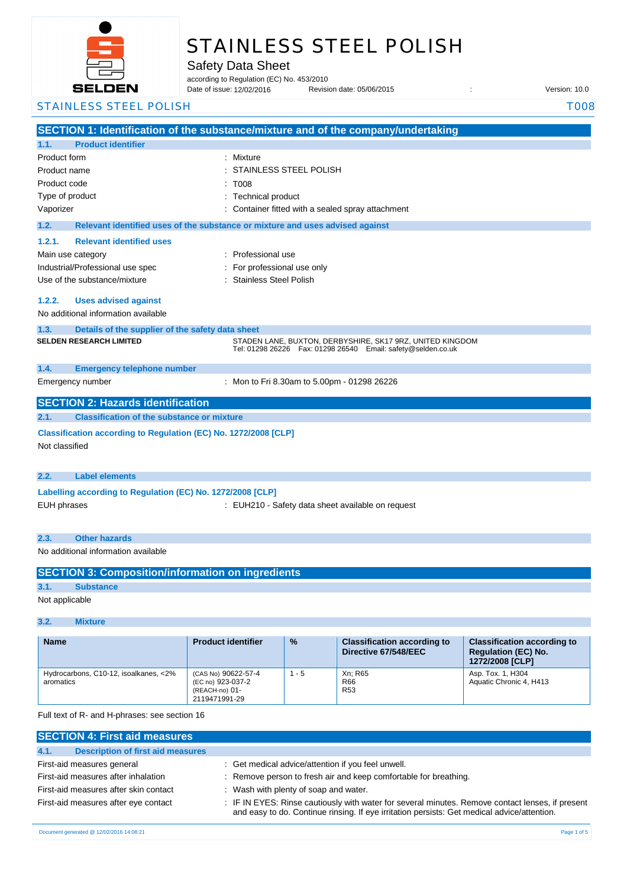# STAINLESS STEEL POLISH

Safety Data Sheet

according to Regulation (EC) No. 453/2010

Date of issue: 12/02/2016 Revision date: 05/06/2015 : Version: 10.0

STAINLESS STEEL POLISH T008

## SECTION 1: Identification of the substance/mixture and of the company/undertaking

### 1.1. Product identifier

| | |
|---|---|
| Product form | : Mixture |
| Product name | : STAINLESS STEEL POLISH |
| Product code | : T008 |
| Type of product | : Technical product |
| Vaporizer | : Container fitted with a sealed spray attachment |

### 1.2. Relevant identified uses of the substance or mixture and uses advised against

#### 1.2.1. Relevant identified uses

| | |
|---|---|
| Main use category | : Professional use |
| Industrial/Professional use spec | : For professional use only |
| Use of the substance/mixture | : Stainless Steel Polish |

#### 1.2.2. Uses advised against

No additional information available

### 1.3. Details of the supplier of the safety data sheet

**SELDEN RESEARCH LIMITED**

STADEN LANE, BUXTON, DERBYSHIRE, SK17 9RZ, UNITED KINGDOM
Tel: 01298 26226 Fax: 01298 26540 Email: safety@selden.co.uk

### 1.4. Emergency telephone number

Emergency number : Mon to Fri 8.30am to 5.00pm - 01298 26226

## SECTION 2: Hazards identification

### 2.1. Classification of the substance or mixture

**Classification according to Regulation (EC) No. 1272/2008 [CLP]**

Not classified

### 2.2. Label elements

**Labelling according to Regulation (EC) No. 1272/2008 [CLP]**

EUH phrases : EUH210 - Safety data sheet available on request

### 2.3. Other hazards

No additional information available

## SECTION 3: Composition/information on ingredients

### 3.1. Substance

Not applicable

### 3.2. Mixture

| Name | Product identifier | % | Classification according to Directive 67/548/EEC | Classification according to Regulation (EC) No. 1272/2008 [CLP] |
|---|---|---|---|---|
| Hydrocarbons, C10-12, isoalkanes, <2% aromatics | (CAS No) 90622-57-4<br>(EC no) 923-037-2<br>(REACH-no) 01-2119471991-29 | 1 - 5 | Xn; R65<br>R66<br>R53 | Asp. Tox. 1, H304<br>Aquatic Chronic 4, H413 |

Full text of R- and H-phrases: see section 16

## SECTION 4: First aid measures

### 4.1. Description of first aid measures

| | |
|---|---|
| First-aid measures general | : Get medical advice/attention if you feel unwell. |
| First-aid measures after inhalation | : Remove person to fresh air and keep comfortable for breathing. |
| First-aid measures after skin contact | : Wash with plenty of soap and water. |
| First-aid measures after eye contact | : IF IN EYES: Rinse cautiously with water for several minutes. Remove contact lenses, if present and easy to do. Continue rinsing. If eye irritation persists: Get medical advice/attention. |

Document generated @ 12/02/2016 14:08:21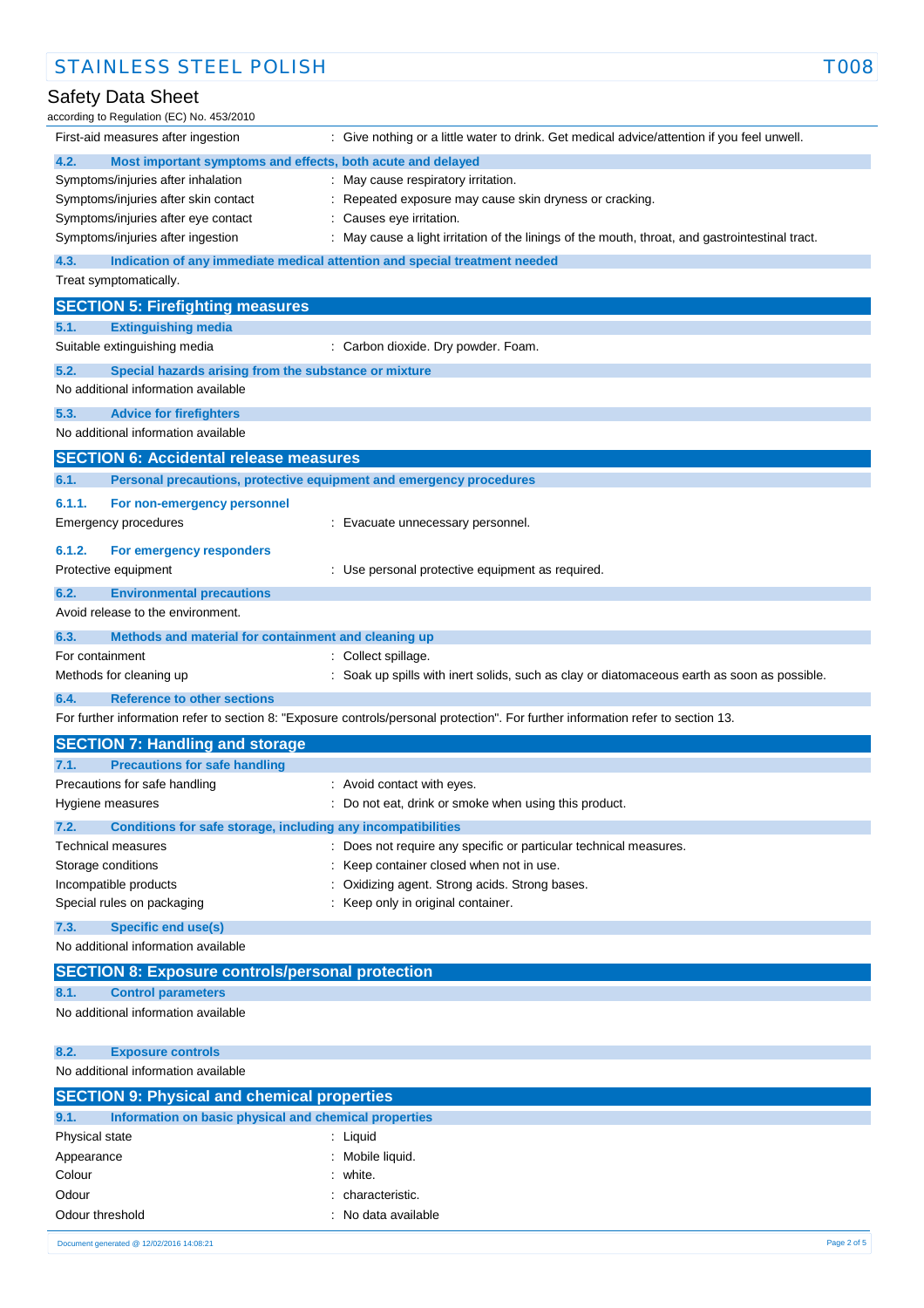| | |
|---|---|
| First-aid measures after ingestion | : Give nothing or a little water to drink. Get medical advice/attention if you feel unwell. |

### 4.2. Most important symptoms and effects, both acute and delayed

| | |
|---|---|
| Symptoms/injuries after inhalation | : May cause respiratory irritation. |
| Symptoms/injuries after skin contact | : Repeated exposure may cause skin dryness or cracking. |
| Symptoms/injuries after eye contact | : Causes eye irritation. |
| Symptoms/injuries after ingestion | : May cause a light irritation of the linings of the mouth, throat, and gastrointestinal tract. |

### 4.3. Indication of any immediate medical attention and special treatment needed

Treat symptomatically.

## SECTION 5: Firefighting measures

### 5.1. Extinguishing media

| | |
|---|---|
| Suitable extinguishing media | : Carbon dioxide. Dry powder. Foam. |

### 5.2. Special hazards arising from the substance or mixture

No additional information available

### 5.3. Advice for firefighters

No additional information available

## SECTION 6: Accidental release measures

### 6.1. Personal precautions, protective equipment and emergency procedures

#### 6.1.1. For non-emergency personnel

| | |
|---|---|
| Emergency procedures | : Evacuate unnecessary personnel. |

#### 6.1.2. For emergency responders

| | |
|---|---|
| Protective equipment | : Use personal protective equipment as required. |

### 6.2. Environmental precautions

Avoid release to the environment.

### 6.3. Methods and material for containment and cleaning up

| | |
|---|---|
| For containment | : Collect spillage. |
| Methods for cleaning up | : Soak up spills with inert solids, such as clay or diatomaceous earth as soon as possible. |

### 6.4. Reference to other sections

For further information refer to section 8: "Exposure controls/personal protection". For further information refer to section 13.

## SECTION 7: Handling and storage

### 7.1. Precautions for safe handling

| | |
|---|---|
| Precautions for safe handling | : Avoid contact with eyes. |
| Hygiene measures | : Do not eat, drink or smoke when using this product. |

### 7.2. Conditions for safe storage, including any incompatibilities

| | |
|---|---|
| Technical measures | : Does not require any specific or particular technical measures. |
| Storage conditions | : Keep container closed when not in use. |
| Incompatible products | : Oxidizing agent. Strong acids. Strong bases. |
| Special rules on packaging | : Keep only in original container. |

### 7.3. Specific end use(s)

No additional information available

## SECTION 8: Exposure controls/personal protection

### 8.1. Control parameters

No additional information available

### 8.2. Exposure controls

No additional information available

## SECTION 9: Physical and chemical properties

### 9.1. Information on basic physical and chemical properties

| | |
|---|---|
| Physical state | : Liquid |
| Appearance | : Mobile liquid. |
| Colour | : white. |
| Odour | : characteristic. |
| Odour threshold | : No data available |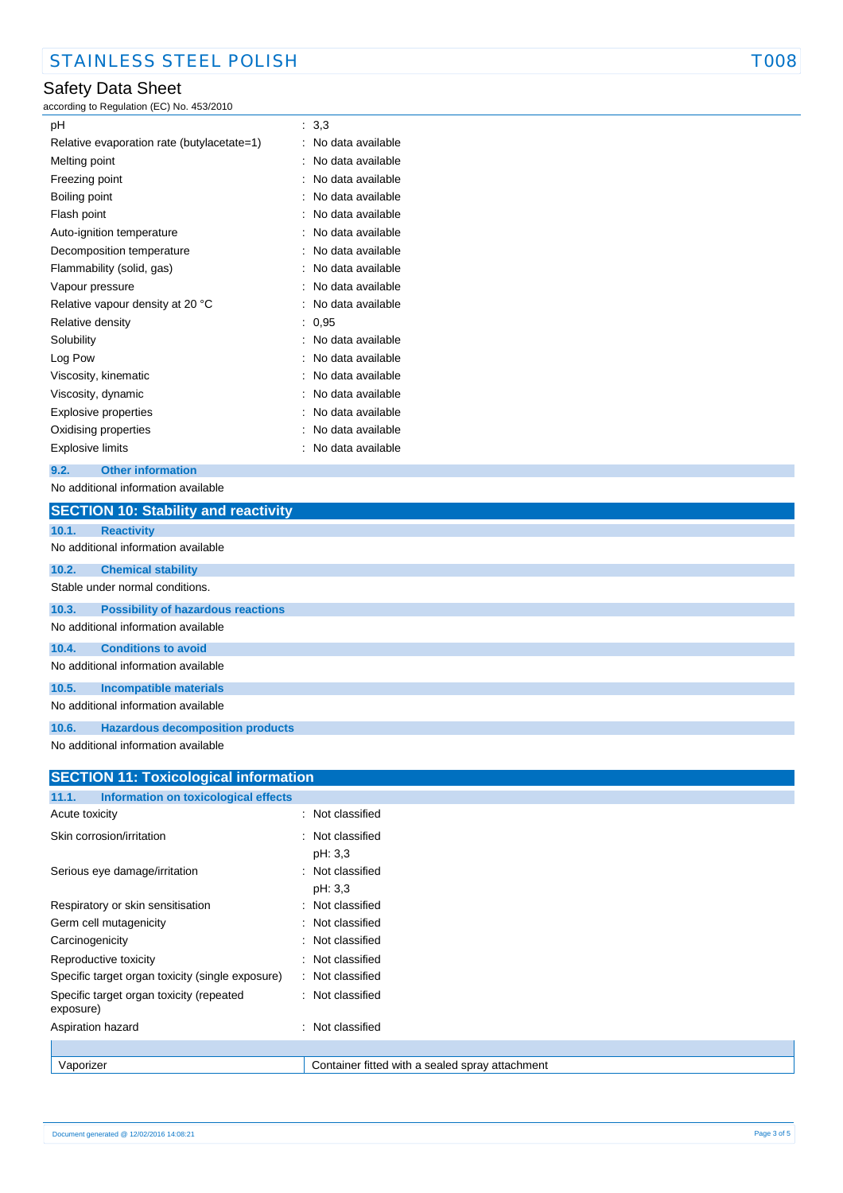| | |
|---|---|
| pH | : 3,3 |
| Relative evaporation rate (butylacetate=1) | : No data available |
| Melting point | : No data available |
| Freezing point | : No data available |
| Boiling point | : No data available |
| Flash point | : No data available |
| Auto-ignition temperature | : No data available |
| Decomposition temperature | : No data available |
| Flammability (solid, gas) | : No data available |
| Vapour pressure | : No data available |
| Relative vapour density at 20 °C | : No data available |
| Relative density | : 0,95 |
| Solubility | : No data available |
| Log Pow | : No data available |
| Viscosity, kinematic | : No data available |
| Viscosity, dynamic | : No data available |
| Explosive properties | : No data available |
| Oxidising properties | : No data available |
| Explosive limits | : No data available |

### 9.2. Other information

No additional information available

## SECTION 10: Stability and reactivity

### 10.1. Reactivity

No additional information available

### 10.2. Chemical stability

Stable under normal conditions.

### 10.3. Possibility of hazardous reactions

No additional information available

### 10.4. Conditions to avoid

No additional information available

### 10.5. Incompatible materials

No additional information available

### 10.6. Hazardous decomposition products

No additional information available

## SECTION 11: Toxicological information

### 11.1. Information on toxicological effects

| | |
|---|---|
| Acute toxicity | : Not classified |
| Skin corrosion/irritation | : Not classified<br>pH: 3,3 |
| Serious eye damage/irritation | : Not classified<br>pH: 3,3 |
| Respiratory or skin sensitisation | : Not classified |
| Germ cell mutagenicity | : Not classified |
| Carcinogenicity | : Not classified |
| Reproductive toxicity | : Not classified |
| Specific target organ toxicity (single exposure) | : Not classified |
| Specific target organ toxicity (repeated exposure) | : Not classified |
| Aspiration hazard | : Not classified |

| | |
|---|---|
| Vaporizer | Container fitted with a sealed spray attachment |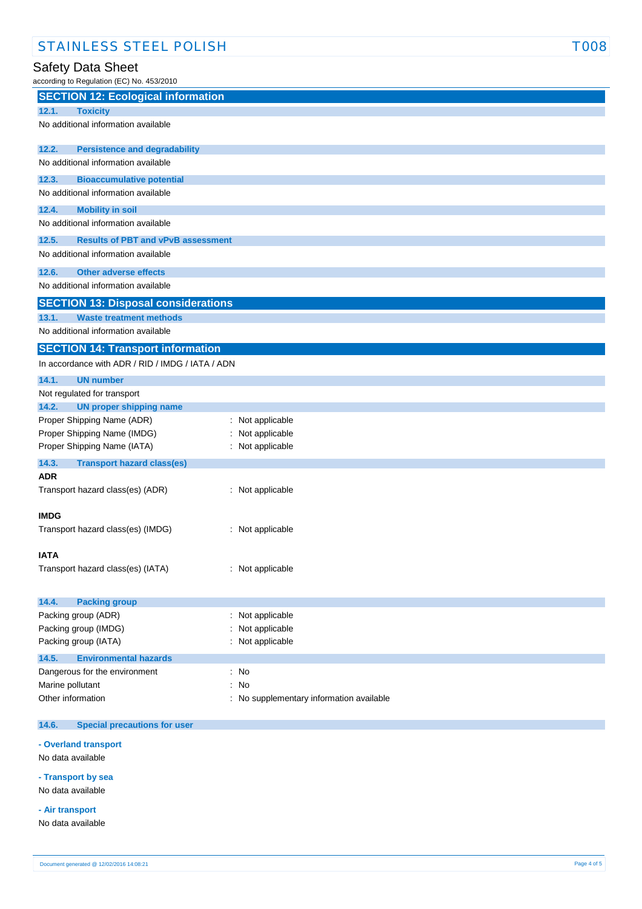## SECTION 12: Ecological information

### 12.1. Toxicity

No additional information available

### 12.2. Persistence and degradability

No additional information available

### 12.3. Bioaccumulative potential

No additional information available

### 12.4. Mobility in soil

No additional information available

### 12.5. Results of PBT and vPvB assessment

No additional information available

### 12.6. Other adverse effects

No additional information available

## SECTION 13: Disposal considerations

### 13.1. Waste treatment methods

No additional information available

## SECTION 14: Transport information

In accordance with ADR / RID / IMDG / IATA / ADN

### 14.1. UN number

Not regulated for transport

### 14.2. UN proper shipping name

Proper Shipping Name (ADR) : Not applicable
Proper Shipping Name (IMDG) : Not applicable
Proper Shipping Name (IATA) : Not applicable

### 14.3. Transport hazard class(es)

**ADR**

Transport hazard class(es) (ADR) : Not applicable

**IMDG**

Transport hazard class(es) (IMDG) : Not applicable

**IATA**

Transport hazard class(es) (IATA) : Not applicable

### 14.4. Packing group

Packing group (ADR) : Not applicable
Packing group (IMDG) : Not applicable
Packing group (IATA) : Not applicable

### 14.5. Environmental hazards

Dangerous for the environment : No
Marine pollutant : No
Other information : No supplementary information available

### 14.6. Special precautions for user

**- Overland transport**

No data available

**- Transport by sea**

No data available

**- Air transport**

No data available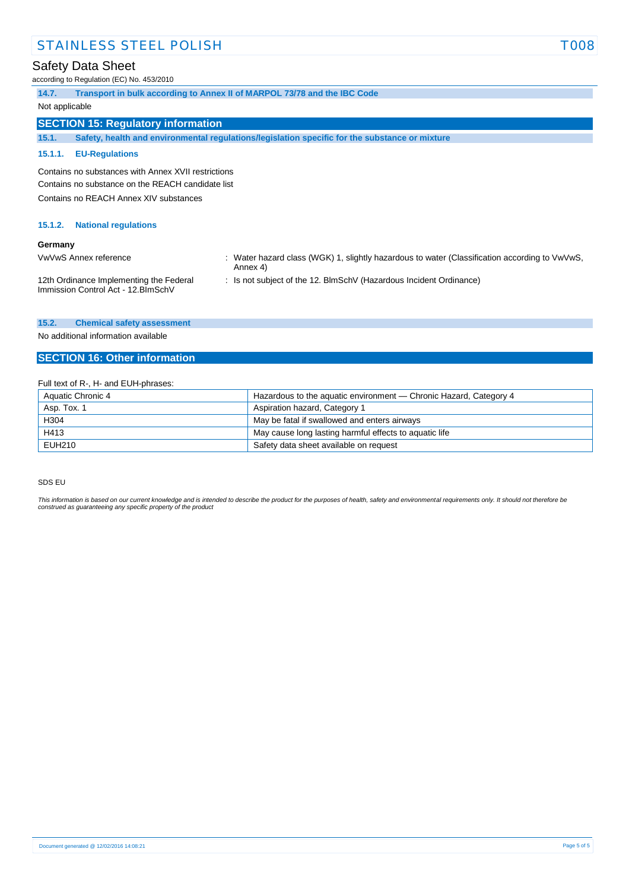### 14.7. Transport in bulk according to Annex II of MARPOL 73/78 and the IBC Code

Not applicable

## SECTION 15: Regulatory information

### 15.1. Safety, health and environmental regulations/legislation specific for the substance or mixture

#### 15.1.1. EU-Regulations

Contains no substances with Annex XVII restrictions

Contains no substance on the REACH candidate list

Contains no REACH Annex XIV substances

#### 15.1.2. National regulations

**Germany**

VwVwS Annex reference : Water hazard class (WGK) 1, slightly hazardous to water (Classification according to VwVwS, Annex 4)

12th Ordinance Implementing the Federal Immission Control Act - 12.BImSchV : Is not subject of the 12. BlmSchV (Hazardous Incident Ordinance)

### 15.2. Chemical safety assessment

No additional information available

## SECTION 16: Other information

Full text of R-, H- and EUH-phrases:

| | |
|---|---|
| Aquatic Chronic 4 | Hazardous to the aquatic environment — Chronic Hazard, Category 4 |
| Asp. Tox. 1 | Aspiration hazard, Category 1 |
| H304 | May be fatal if swallowed and enters airways |
| H413 | May cause long lasting harmful effects to aquatic life |
| EUH210 | Safety data sheet available on request |

SDS EU

*This information is based on our current knowledge and is intended to describe the product for the purposes of health, safety and environmental requirements only. It should not therefore be construed as guaranteeing any specific property of the product*